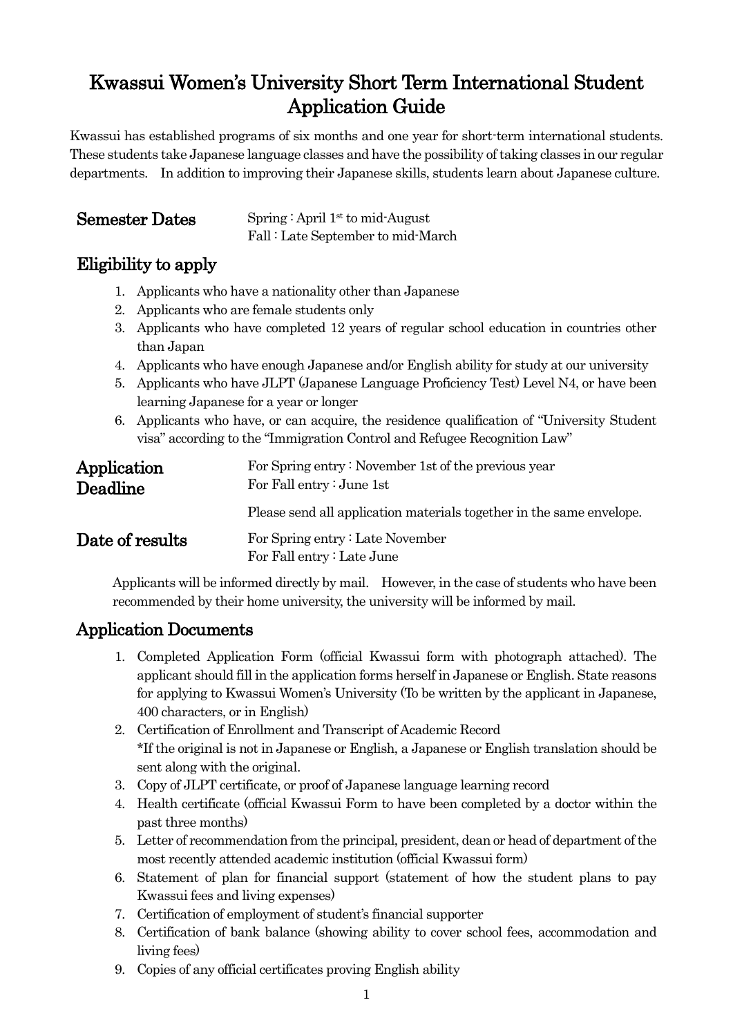# Kwassui Women's University Short Term International Student Application Guide

Kwassui has established programs of six months and one year for short-term international students. These students take Japanese language classes and have the possibility of taking classes in our regular departments. In addition to improving their Japanese skills, students learn about Japanese culture.

## Semester Dates

Spring : April 1st to mid-August
Fall : Late September to mid-March

## Eligibility to apply

1. Applicants who have a nationality other than Japanese
2. Applicants who are female students only
3. Applicants who have completed 12 years of regular school education in countries other than Japan
4. Applicants who have enough Japanese and/or English ability for study at our university
5. Applicants who have JLPT (Japanese Language Proficiency Test) Level N4, or have been learning Japanese for a year or longer
6. Applicants who have, or can acquire, the residence qualification of "University Student visa" according to the "Immigration Control and Refugee Recognition Law"

## Application Deadline

For Spring entry : November 1st of the previous year
For Fall entry : June 1st

Please send all application materials together in the same envelope.

## Date of results

For Spring entry : Late November
For Fall entry : Late June

Applicants will be informed directly by mail. However, in the case of students who have been recommended by their home university, the university will be informed by mail.

## Application Documents

1. Completed Application Form (official Kwassui form with photograph attached). The applicant should fill in the application forms herself in Japanese or English. State reasons for applying to Kwassui Women's University (To be written by the applicant in Japanese, 400 characters, or in English)
2. Certification of Enrollment and Transcript of Academic Record
   *If the original is not in Japanese or English, a Japanese or English translation should be sent along with the original.
3. Copy of JLPT certificate, or proof of Japanese language learning record
4. Health certificate (official Kwassui Form to have been completed by a doctor within the past three months)
5. Letter of recommendation from the principal, president, dean or head of department of the most recently attended academic institution (official Kwassui form)
6. Statement of plan for financial support (statement of how the student plans to pay Kwassui fees and living expenses)
7. Certification of employment of student's financial supporter
8. Certification of bank balance (showing ability to cover school fees, accommodation and living fees)
9. Copies of any official certificates proving English ability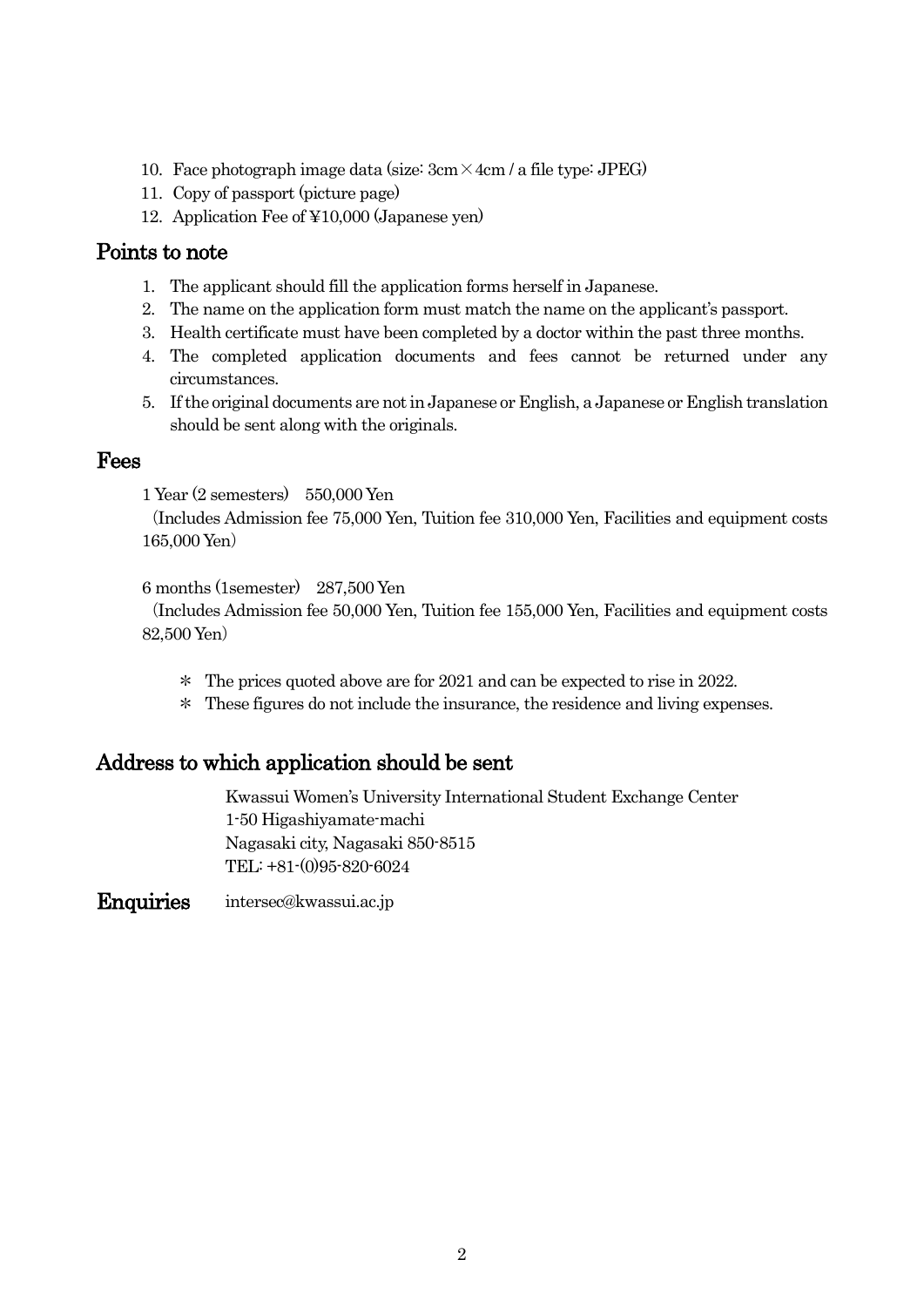10. Face photograph image data (size: 3cm×4cm / a file type: JPEG)
11. Copy of passport (picture page)
12. Application Fee of ¥10,000 (Japanese yen)

## Points to note

1. The applicant should fill the application forms herself in Japanese.
2. The name on the application form must match the name on the applicant's passport.
3. Health certificate must have been completed by a doctor within the past three months.
4. The completed application documents and fees cannot be returned under any circumstances.
5. If the original documents are not in Japanese or English, a Japanese or English translation should be sent along with the originals.

## Fees

1 Year (2 semesters)　550,000 Yen
(Includes Admission fee 75,000 Yen, Tuition fee 310,000 Yen, Facilities and equipment costs 165,000 Yen)

6 months (1semester)　287,500 Yen
(Includes Admission fee 50,000 Yen, Tuition fee 155,000 Yen, Facilities and equipment costs 82,500 Yen)

＊ The prices quoted above are for 2021 and can be expected to rise in 2022.
＊ These figures do not include the insurance, the residence and living expenses.

## Address to which application should be sent

Kwassui Women's University International Student Exchange Center
1-50 Higashiyamate-machi
Nagasaki city, Nagasaki 850-8515
TEL: +81-(0)95-820-6024

**Enquiries**　intersec@kwassui.ac.jp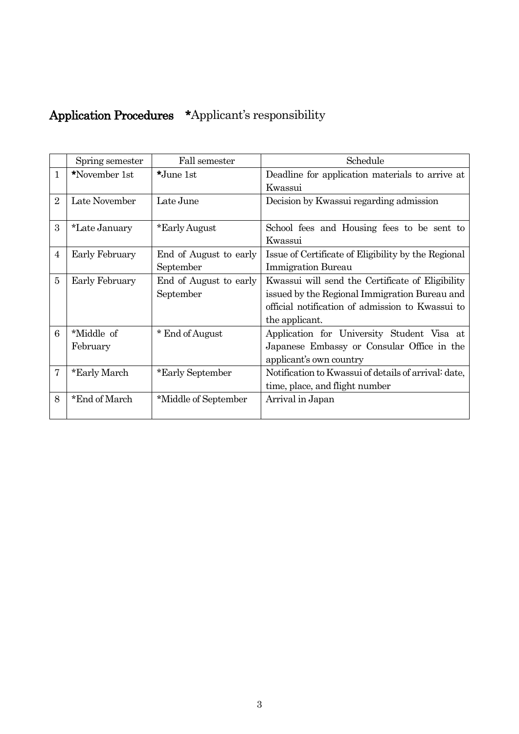## Application Procedures    *Applicant's responsibility

| | Spring semester | Fall semester | Schedule |
|---|---|---|---|
| 1 | *November 1st | *June 1st | Deadline for application materials to arrive at Kwassui |
| 2 | Late November | Late June | Decision by Kwassui regarding admission |
| 3 | *Late January | *Early August | School fees and Housing fees to be sent to Kwassui |
| 4 | Early February | End of August to early September | Issue of Certificate of Eligibility by the Regional Immigration Bureau |
| 5 | Early February | End of August to early September | Kwassui will send the Certificate of Eligibility issued by the Regional Immigration Bureau and official notification of admission to Kwassui to the applicant. |
| 6 | *Middle of February | * End of August | Application for University Student Visa at Japanese Embassy or Consular Office in the applicant's own country |
| 7 | *Early March | *Early September | Notification to Kwassui of details of arrival: date, time, place, and flight number |
| 8 | *End of March | *Middle of September | Arrival in Japan |